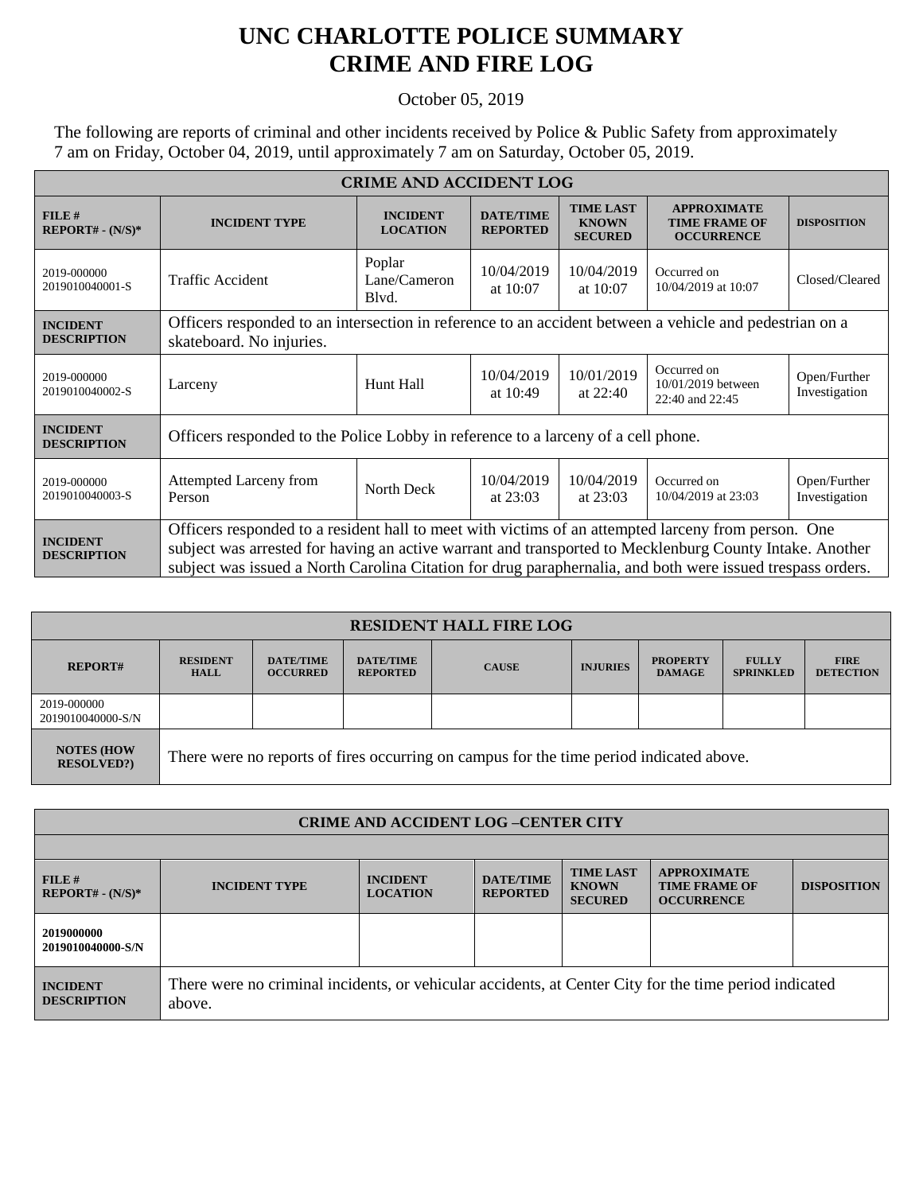# UNC CHARLOTTE POLICE SUMMARY
# CRIME AND FIRE LOG

October 05, 2019

The following are reports of criminal and other incidents received by Police & Public Safety from approximately 7 am on Friday, October 04, 2019, until approximately 7 am on Saturday, October 05, 2019.

| CRIME AND ACCIDENT LOG | | | | | | |
|---|---|---|---|---|---|---|
| **FILE # REPORT# - (N/S)*** | **INCIDENT TYPE** | **INCIDENT LOCATION** | **DATE/TIME REPORTED** | **TIME LAST KNOWN SECURED** | **APPROXIMATE TIME FRAME OF OCCURRENCE** | **DISPOSITION** |
| 2019-000000 2019010040001-S | Traffic Accident | Poplar Lane/Cameron Blvd. | 10/04/2019 at 10:07 | 10/04/2019 at 10:07 | Occurred on 10/04/2019 at 10:07 | Closed/Cleared |
| **INCIDENT DESCRIPTION** | Officers responded to an intersection in reference to an accident between a vehicle and pedestrian on a skateboard. No injuries. | | | | | |
| 2019-000000 2019010040002-S | Larceny | Hunt Hall | 10/04/2019 at 10:49 | 10/01/2019 at 22:40 | Occurred on 10/01/2019 between 22:40 and 22:45 | Open/Further Investigation |
| **INCIDENT DESCRIPTION** | Officers responded to the Police Lobby in reference to a larceny of a cell phone. | | | | | |
| 2019-000000 2019010040003-S | Attempted Larceny from Person | North Deck | 10/04/2019 at 23:03 | 10/04/2019 at 23:03 | Occurred on 10/04/2019 at 23:03 | Open/Further Investigation |
| **INCIDENT DESCRIPTION** | Officers responded to a resident hall to meet with victims of an attempted larceny from person. One subject was arrested for having an active warrant and transported to Mecklenburg County Intake. Another subject was issued a North Carolina Citation for drug paraphernalia, and both were issued trespass orders. | | | | | |

| RESIDENT HALL FIRE LOG | | | | | | | | |
|---|---|---|---|---|---|---|---|---|
| **REPORT#** | **RESIDENT HALL** | **DATE/TIME OCCURRED** | **DATE/TIME REPORTED** | **CAUSE** | **INJURIES** | **PROPERTY DAMAGE** | **FULLY SPRINKLED** | **FIRE DETECTION** |
| 2019-000000 2019010040000-S/N | | | | | | | | |
| **NOTES (HOW RESOLVED?)** | There were no reports of fires occurring on campus for the time period indicated above. | | | | | | | |

| CRIME AND ACCIDENT LOG –CENTER CITY | | | | | | |
|---|---|---|---|---|---|---|
| **FILE # REPORT# - (N/S)*** | **INCIDENT TYPE** | **INCIDENT LOCATION** | **DATE/TIME REPORTED** | **TIME LAST KNOWN SECURED** | **APPROXIMATE TIME FRAME OF OCCURRENCE** | **DISPOSITION** |
| **2019000000 2019010040000-S/N** | | | | | | |
| **INCIDENT DESCRIPTION** | There were no criminal incidents, or vehicular accidents, at Center City for the time period indicated above. | | | | | |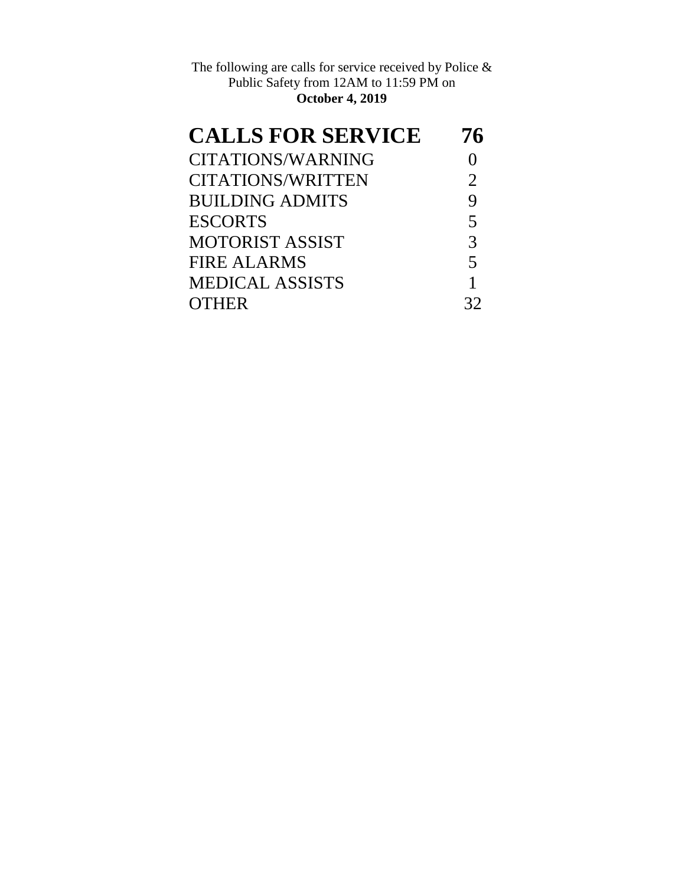The following are calls for service received by Police & Public Safety from 12AM to 11:59 PM on

**October 4, 2019**

| **CALLS FOR SERVICE** | **76** |
|---|---|
| CITATIONS/WARNING | 0 |
| CITATIONS/WRITTEN | 2 |
| BUILDING ADMITS | 9 |
| ESCORTS | 5 |
| MOTORIST ASSIST | 3 |
| FIRE ALARMS | 5 |
| MEDICAL ASSISTS | 1 |
| OTHER | 32 |